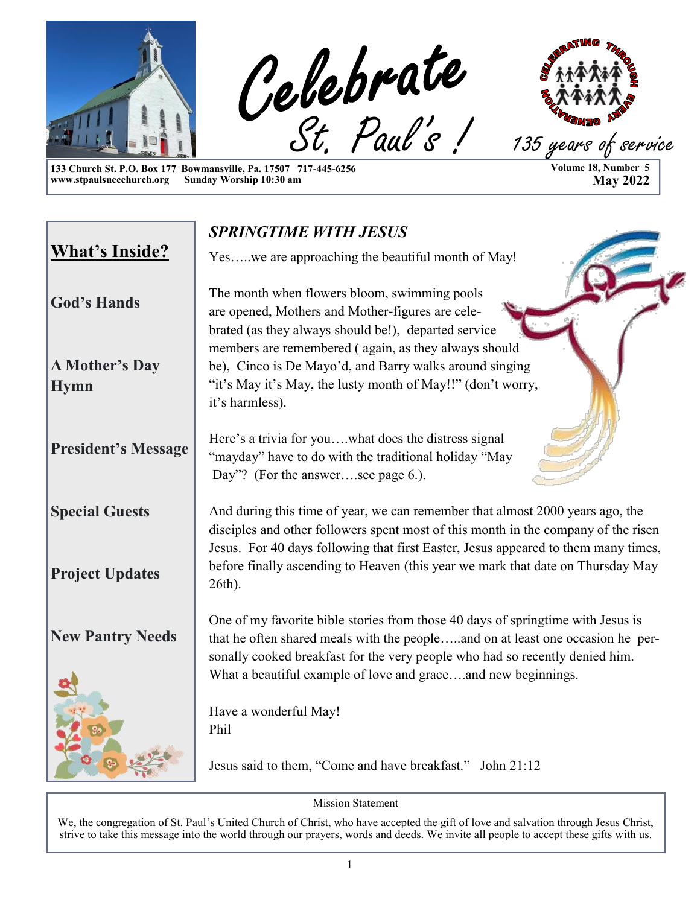# Celebrate St. Paul's !

135 years of service

CELEBRATING THROUGH EVERY GENERATION

133 Church St. P.O. Box 177 Bowmansville, Pa. 17507 717-445-6256
www.stpaulsuccchurch.org Sunday Worship 10:30 am

Volume 18, Number 5
**May 2022**

## What's Inside?

**God's Hands**

**A Mother's Day Hymn**

**President's Message**

**Special Guests**

**Project Updates**

**New Pantry Needs**

## *SPRINGTIME WITH JESUS*

Yes…..we are approaching the beautiful month of May!

The month when flowers bloom, swimming pools are opened, Mothers and Mother-figures are celebrated (as they always should be!), departed service members are remembered ( again, as they always should be), Cinco is De Mayo'd, and Barry walks around singing "it's May it's May, the lusty month of May!!" (don't worry, it's harmless).

Here's a trivia for you….what does the distress signal "mayday" have to do with the traditional holiday "May Day"? (For the answer….see page 6.).

And during this time of year, we can remember that almost 2000 years ago, the disciples and other followers spent most of this month in the company of the risen Jesus. For 40 days following that first Easter, Jesus appeared to them many times, before finally ascending to Heaven (this year we mark that date on Thursday May 26th).

One of my favorite bible stories from those 40 days of springtime with Jesus is that he often shared meals with the people…..and on at least one occasion he personally cooked breakfast for the very people who had so recently denied him. What a beautiful example of love and grace….and new beginnings.

Have a wonderful May!
Phil

Jesus said to them, "Come and have breakfast." John 21:12

Mission Statement

We, the congregation of St. Paul's United Church of Christ, who have accepted the gift of love and salvation through Jesus Christ, strive to take this message into the world through our prayers, words and deeds. We invite all people to accept these gifts with us.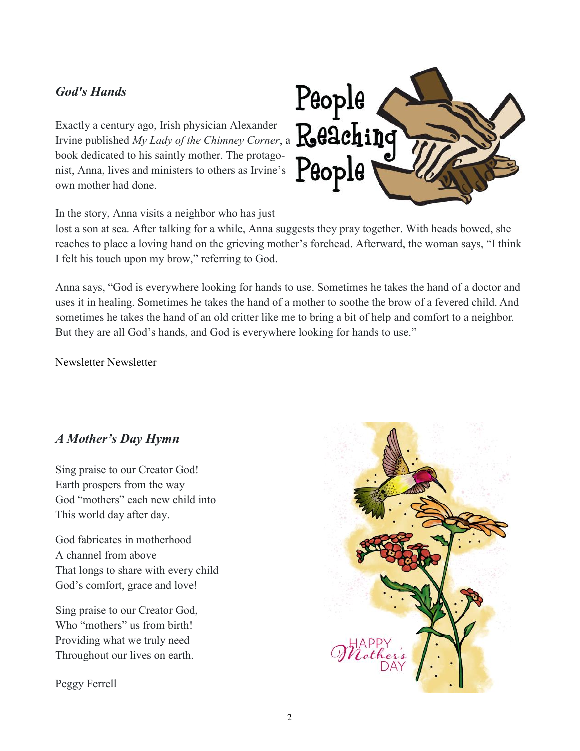## *God's Hands*

Exactly a century ago, Irish physician Alexander Irvine published *My Lady of the Chimney Corner*, a book dedicated to his saintly mother. The protagonist, Anna, lives and ministers to others as Irvine's own mother had done.

In the story, Anna visits a neighbor who has just lost a son at sea. After talking for a while, Anna suggests they pray together. With heads bowed, she reaches to place a loving hand on the grieving mother's forehead. Afterward, the woman says, "I think I felt his touch upon my brow," referring to God.

Anna says, "God is everywhere looking for hands to use. Sometimes he takes the hand of a doctor and uses it in healing. Sometimes he takes the hand of a mother to soothe the brow of a fevered child. And sometimes he takes the hand of an old critter like me to bring a bit of help and comfort to a neighbor. But they are all God's hands, and God is everywhere looking for hands to use."

Newsletter Newsletter

---

## *A Mother's Day Hymn*

Sing praise to our Creator God!
Earth prospers from the way
God "mothers" each new child into
This world day after day.

God fabricates in motherhood
A channel from above
That longs to share with every child
God's comfort, grace and love!

Sing praise to our Creator God,
Who "mothers" us from birth!
Providing what we truly need
Throughout our lives on earth.

Peggy Ferrell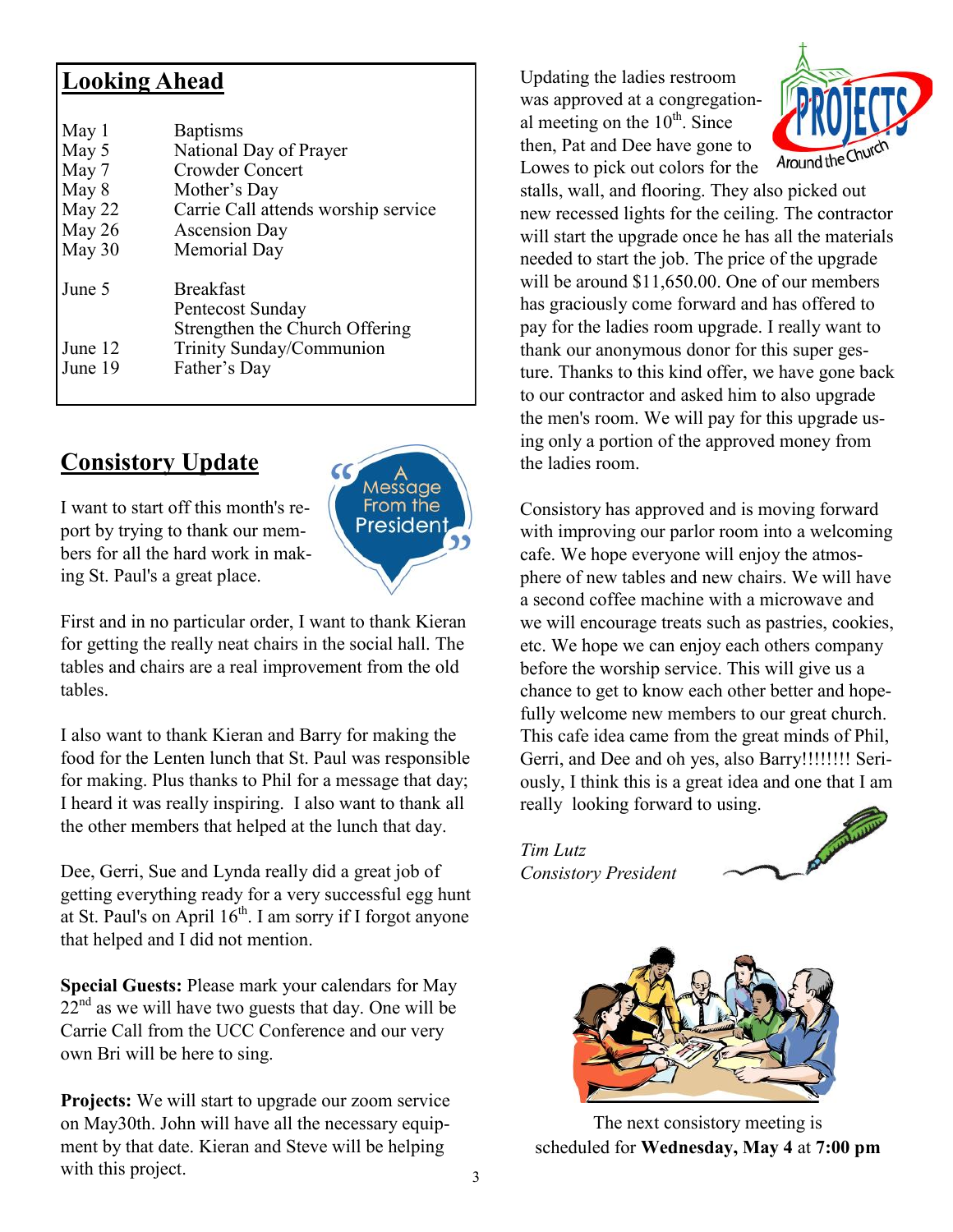## Looking Ahead

| | |
|---|---|
| May 1 | Baptisms |
| May 5 | National Day of Prayer |
| May 7 | Crowder Concert |
| May 8 | Mother's Day |
| May 22 | Carrie Call attends worship service |
| May 26 | Ascension Day |
| May 30 | Memorial Day |
| June 5 | Breakfast |
| | Pentecost Sunday |
| | Strengthen the Church Offering |
| June 12 | Trinity Sunday/Communion |
| June 19 | Father's Day |

## Consistory Update

A Message From the President

I want to start off this month's report by trying to thank our members for all the hard work in making St. Paul's a great place.

First and in no particular order, I want to thank Kieran for getting the really neat chairs in the social hall. The tables and chairs are a real improvement from the old tables.

I also want to thank Kieran and Barry for making the food for the Lenten lunch that St. Paul was responsible for making. Plus thanks to Phil for a message that day; I heard it was really inspiring. I also want to thank all the other members that helped at the lunch that day.

Dee, Gerri, Sue and Lynda really did a great job of getting everything ready for a very successful egg hunt at St. Paul's on April 16th. I am sorry if I forgot anyone that helped and I did not mention.

**Special Guests:** Please mark your calendars for May 22nd as we will have two guests that day. One will be Carrie Call from the UCC Conference and our very own Bri will be here to sing.

**Projects:** We will start to upgrade our zoom service on May30th. John will have all the necessary equipment by that date. Kieran and Steve will be helping with this project.

PROJECTS Around the Church

Updating the ladies restroom was approved at a congregational meeting on the 10th. Since then, Pat and Dee have gone to Lowes to pick out colors for the stalls, wall, and flooring. They also picked out new recessed lights for the ceiling. The contractor will start the upgrade once he has all the materials needed to start the job. The price of the upgrade will be around $11,650.00. One of our members has graciously come forward and has offered to pay for the ladies room upgrade. I really want to thank our anonymous donor for this super gesture. Thanks to this kind offer, we have gone back to our contractor and asked him to also upgrade the men's room. We will pay for this upgrade using only a portion of the approved money from the ladies room.

Consistory has approved and is moving forward with improving our parlor room into a welcoming cafe. We hope everyone will enjoy the atmosphere of new tables and new chairs. We will have a second coffee machine with a microwave and we will encourage treats such as pastries, cookies, etc. We hope we can enjoy each others company before the worship service. This will give us a chance to get to know each other better and hopefully welcome new members to our great church. This cafe idea came from the great minds of Phil, Gerri, and Dee and oh yes, also Barry!!!!!!!! Seriously, I think this is a great idea and one that I am really looking forward to using.

*Tim Lutz*
*Consistory President*

The next consistory meeting is scheduled for **Wednesday, May 4** at **7:00 pm**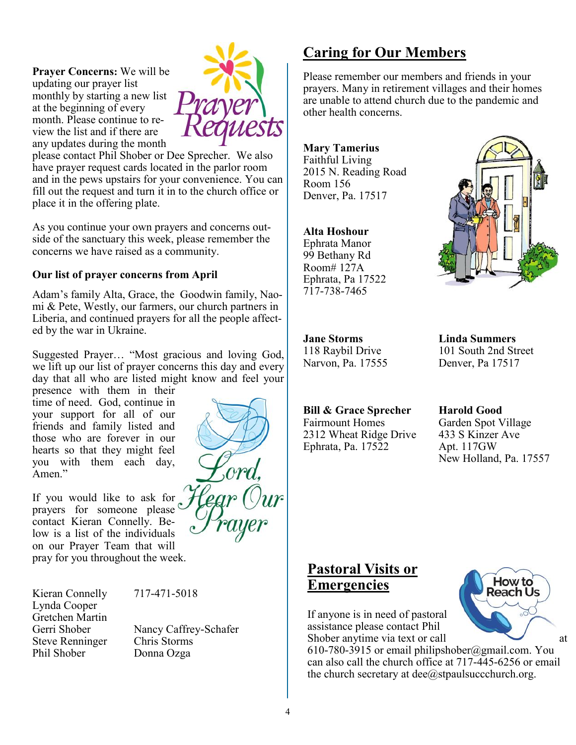**Prayer Concerns:** We will be updating our prayer list monthly by starting a new list at the beginning of every month. Please continue to review the list and if there are any updates during the month please contact Phil Shober or Dee Sprecher. We also have prayer request cards located in the parlor room and in the pews upstairs for your convenience. You can fill out the request and turn it in to the church office or place it in the offering plate.

As you continue your own prayers and concerns outside of the sanctuary this week, please remember the concerns we have raised as a community.

**Our list of prayer concerns from April**

Adam's family Alta, Grace, the Goodwin family, Naomi & Pete, Westly, our farmers, our church partners in Liberia, and continued prayers for all the people affected by the war in Ukraine.

Suggested Prayer… "Most gracious and loving God, we lift up our list of prayer concerns this day and every day that all who are listed might know and feel your presence with them in their time of need. God, continue in your support for all of our friends and family listed and those who are forever in our hearts so that they might feel you with them each day, Amen."

If you would like to ask for prayers for someone please contact Kieran Connelly. Below is a list of the individuals on our Prayer Team that will pray for you throughout the week.

Kieran Connelly 717-471-5018
Lynda Cooper
Gretchen Martin
Gerri Shober
Steve Renninger
Phil Shober
Nancy Caffrey-Schafer
Chris Storms
Donna Ozga

## Caring for Our Members

Please remember our members and friends in your prayers. Many in retirement villages and their homes are unable to attend church due to the pandemic and other health concerns.

**Mary Tamerius**
Faithful Living
2015 N. Reading Road
Room 156
Denver, Pa. 17517

**Alta Hoshour**
Ephrata Manor
99 Bethany Rd
Room# 127A
Ephrata, Pa 17522
717-738-7465

**Jane Storms**
118 Raybil Drive
Narvon, Pa. 17555

**Linda Summers**
101 South 2nd Street
Denver, Pa 17517

**Bill & Grace Sprecher**
Fairmount Homes
2312 Wheat Ridge Drive
Ephrata, Pa. 17522

**Harold Good**
Garden Spot Village
433 S Kinzer Ave
Apt. 117GW
New Holland, Pa. 17557

## Pastoral Visits or Emergencies

If anyone is in need of pastoral assistance please contact Phil Shober anytime via text or call at 610-780-3915 or email philipshober@gmail.com. You can also call the church office at 717-445-6256 or email the church secretary at dee@stpaulsuccchurch.org.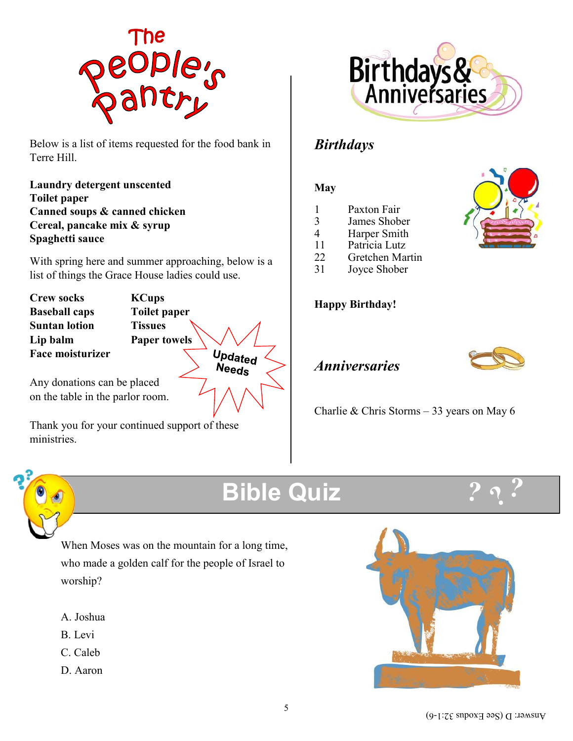# The People's Pantry

Below is a list of items requested for the food bank in Terre Hill.

**Laundry detergent unscented**
**Toilet paper**
**Canned soups & canned chicken**
**Cereal, pancake mix & syrup**
**Spaghetti sauce**

With spring here and summer approaching, below is a list of things the Grace House ladies could use.

| | |
|---|---|
| **Crew socks** | **KCups** |
| **Baseball caps** | **Toilet paper** |
| **Suntan lotion** | **Tissues** |
| **Lip balm** | **Paper towels** |
| **Face moisturizer** | |

Updated Needs

Any donations can be placed on the table in the parlor room.

Thank you for your continued support of these ministries.

# Birthdays & Anniversaries

## *Birthdays*

**May**

| | |
|---|---|
| 1 | Paxton Fair |
| 3 | James Shober |
| 4 | Harper Smith |
| 11 | Patricia Lutz |
| 22 | Gretchen Martin |
| 31 | Joyce Shober |

**Happy Birthday!**

## *Anniversaries*

Charlie & Chris Storms – 33 years on May 6

# Bible Quiz

When Moses was on the mountain for a long time, who made a golden calf for the people of Israel to worship?

A. Joshua
B. Levi
C. Caleb
D. Aaron

Answer: D (See Exodus 32:1-6)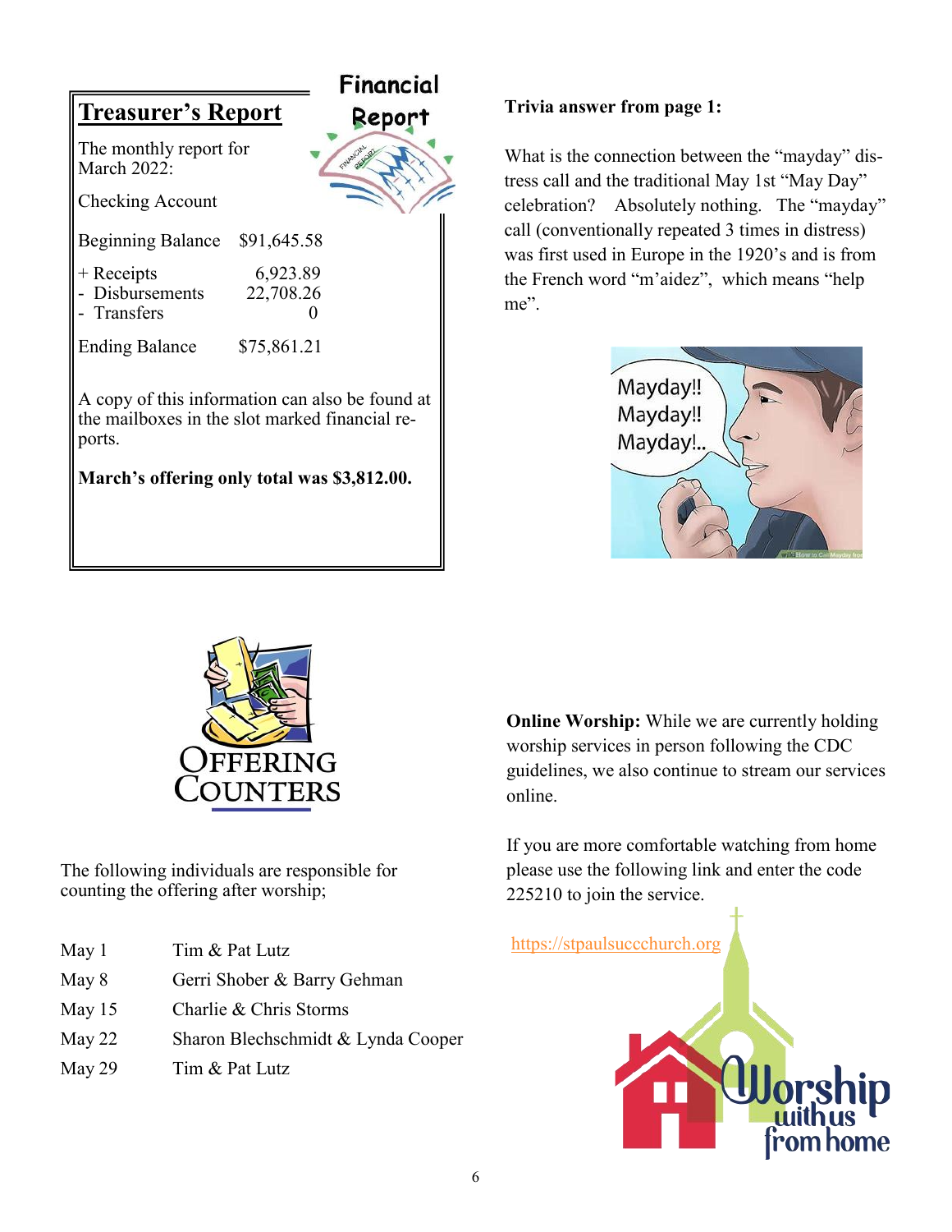## Treasurer's Report

The monthly report for March 2022:

Checking Account

| | |
|---|---|
| Beginning Balance | $91,645.58 |
| + Receipts | 6,923.89 |
| - Disbursements | 22,708.26 |
| - Transfers | 0 |
| Ending Balance | $75,861.21 |

A copy of this information can also be found at the mailboxes in the slot marked financial reports.

**March's offering only total was $3,812.00.**

**Trivia answer from page 1:**

What is the connection between the "mayday" distress call and the traditional May 1st "May Day" celebration? Absolutely nothing. The "mayday" call (conventionally repeated 3 times in distress) was first used in Europe in the 1920's and is from the French word "m'aidez", which means "help me".

## Offering Counters

The following individuals are responsible for counting the offering after worship;

| | |
|---|---|
| May 1 | Tim & Pat Lutz |
| May 8 | Gerri Shober & Barry Gehman |
| May 15 | Charlie & Chris Storms |
| May 22 | Sharon Blechschmidt & Lynda Cooper |
| May 29 | Tim & Pat Lutz |

**Online Worship:** While we are currently holding worship services in person following the CDC guidelines, we also continue to stream our services online.

If you are more comfortable watching from home please use the following link and enter the code 225210 to join the service.

https://stpaulsuccchurch.org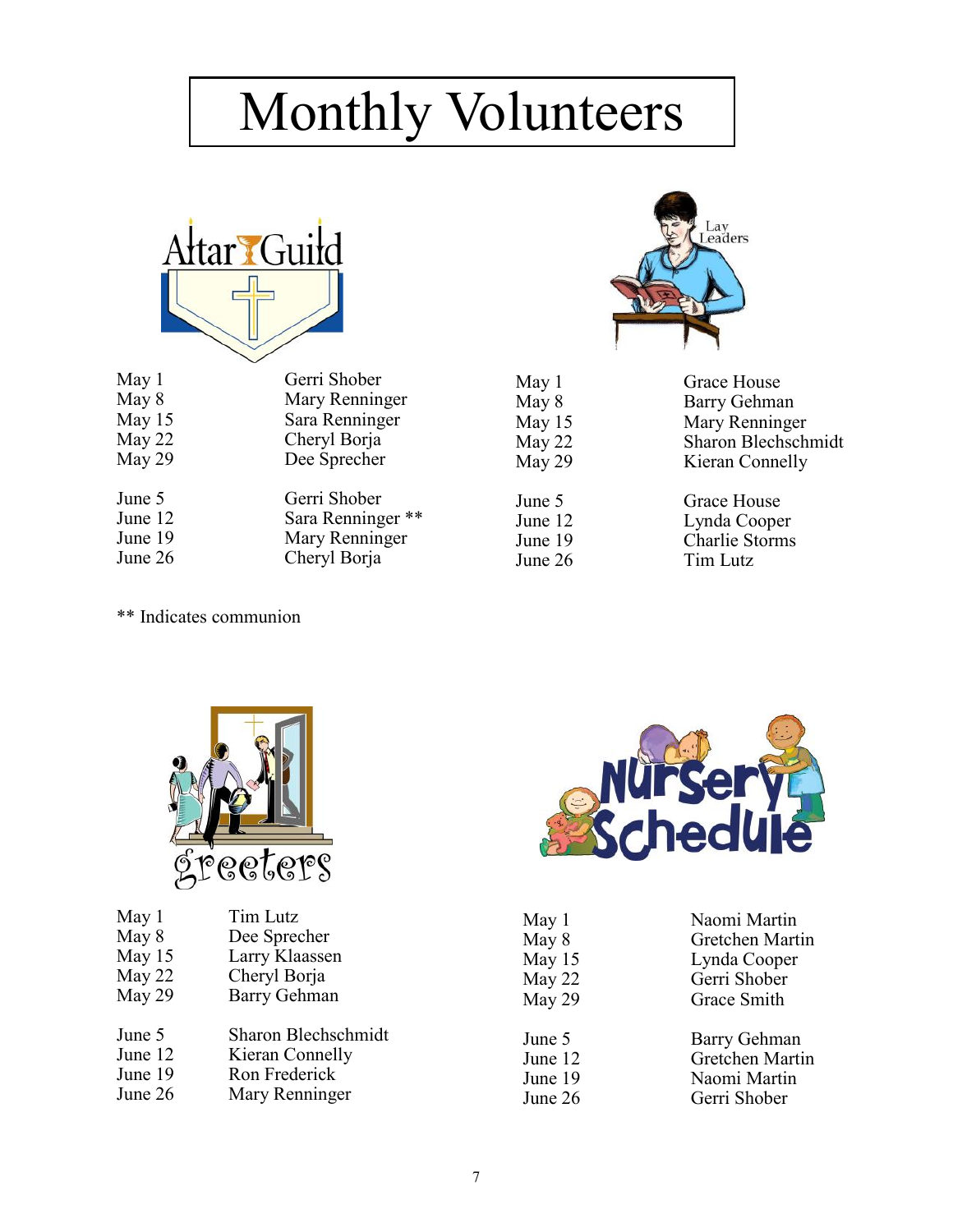# Monthly Volunteers

## Altar Guild

| | |
|---|---|
| May 1 | Gerri Shober |
| May 8 | Mary Renninger |
| May 15 | Sara Renninger |
| May 22 | Cheryl Borja |
| May 29 | Dee Sprecher |
| June 5 | Gerri Shober |
| June 12 | Sara Renninger ** |
| June 19 | Mary Renninger |
| June 26 | Cheryl Borja |

** Indicates communion

## Lay Leaders

| | |
|---|---|
| May 1 | Grace House |
| May 8 | Barry Gehman |
| May 15 | Mary Renninger |
| May 22 | Sharon Blechschmidt |
| May 29 | Kieran Connelly |
| June 5 | Grace House |
| June 12 | Lynda Cooper |
| June 19 | Charlie Storms |
| June 26 | Tim Lutz |

## Greeters

| | |
|---|---|
| May 1 | Tim Lutz |
| May 8 | Dee Sprecher |
| May 15 | Larry Klaassen |
| May 22 | Cheryl Borja |
| May 29 | Barry Gehman |
| June 5 | Sharon Blechschmidt |
| June 12 | Kieran Connelly |
| June 19 | Ron Frederick |
| June 26 | Mary Renninger |

## Nursery Schedule

| | |
|---|---|
| May 1 | Naomi Martin |
| May 8 | Gretchen Martin |
| May 15 | Lynda Cooper |
| May 22 | Gerri Shober |
| May 29 | Grace Smith |
| June 5 | Barry Gehman |
| June 12 | Gretchen Martin |
| June 19 | Naomi Martin |
| June 26 | Gerri Shober |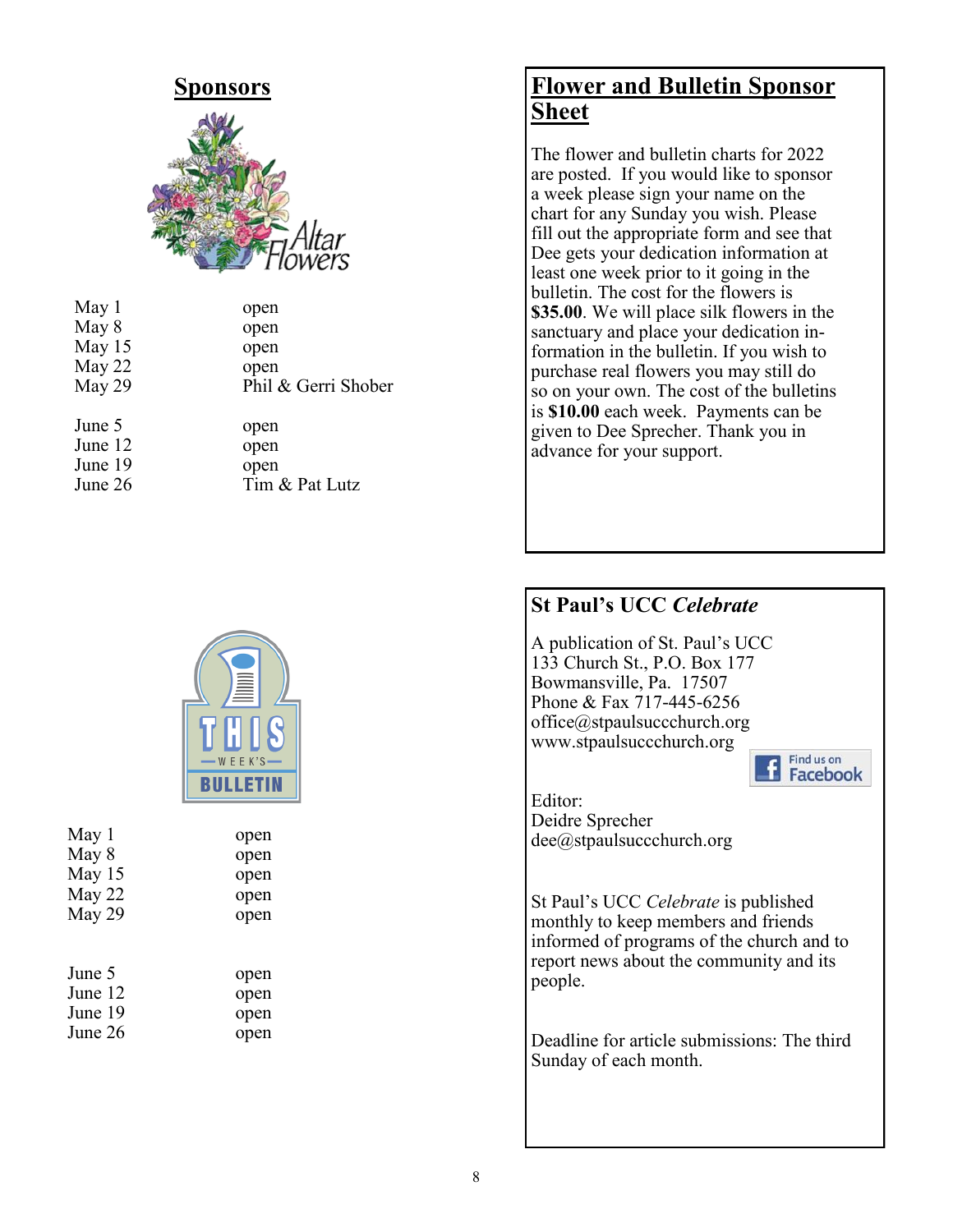## Sponsors

Altar Flowers

| | |
|---|---|
| May 1 | open |
| May 8 | open |
| May 15 | open |
| May 22 | open |
| May 29 | Phil & Gerri Shober |
| June 5 | open |
| June 12 | open |
| June 19 | open |
| June 26 | Tim & Pat Lutz |

THIS WEEK'S BULLETIN

| | |
|---|---|
| May 1 | open |
| May 8 | open |
| May 15 | open |
| May 22 | open |
| May 29 | open |
| June 5 | open |
| June 12 | open |
| June 19 | open |
| June 26 | open |

## Flower and Bulletin Sponsor Sheet

The flower and bulletin charts for 2022 are posted. If you would like to sponsor a week please sign your name on the chart for any Sunday you wish. Please fill out the appropriate form and see that Dee gets your dedication information at least one week prior to it going in the bulletin. The cost for the flowers is **$35.00**. We will place silk flowers in the sanctuary and place your dedication information in the bulletin. If you wish to purchase real flowers you may still do so on your own. The cost of the bulletins is **$10.00** each week. Payments can be given to Dee Sprecher. Thank you in advance for your support.

## St Paul's UCC *Celebrate*

A publication of St. Paul's UCC
133 Church St., P.O. Box 177
Bowmansville, Pa. 17507
Phone & Fax 717-445-6256
office@stpaulsuccchurch.org
www.stpaulsuccchurch.org

Find us on Facebook

Editor:
Deidre Sprecher
dee@stpaulsuccchurch.org

St Paul's UCC *Celebrate* is published monthly to keep members and friends informed of programs of the church and to report news about the community and its people.

Deadline for article submissions: The third Sunday of each month.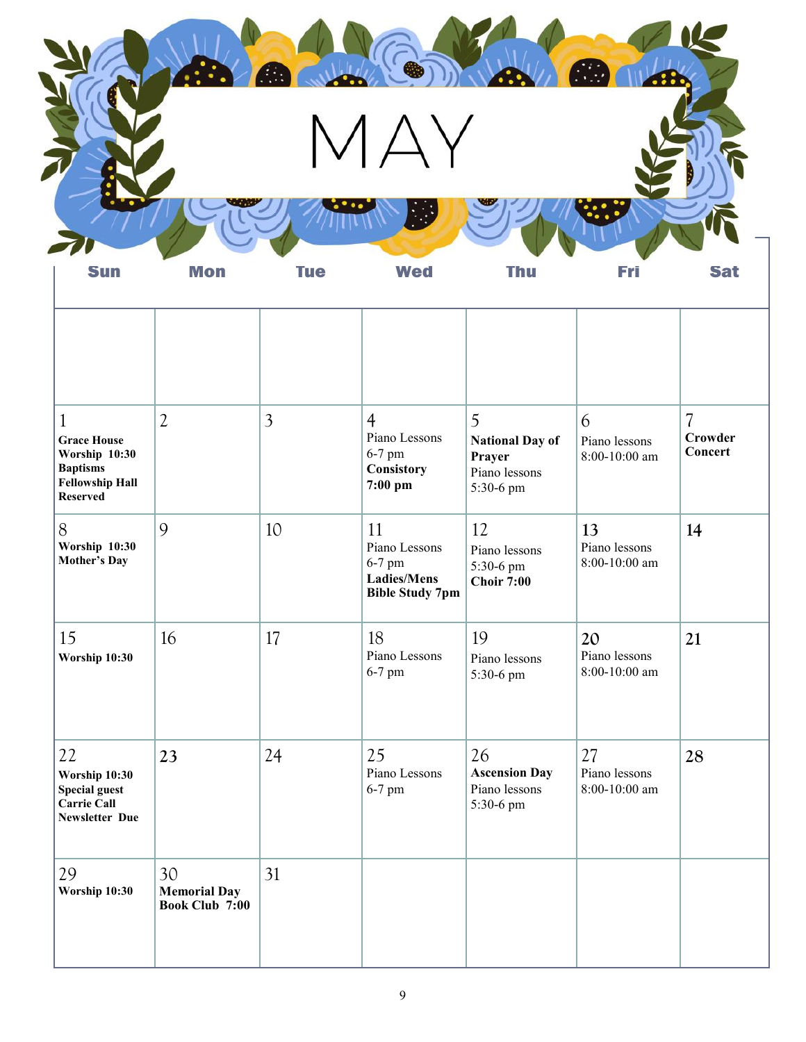# MAY

| Sun | Mon | Tue | Wed | Thu | Fri | Sat |
|---|---|---|---|---|---|---|
| | | | | | | |
| 1<br>**Grace House Worship 10:30 Baptisms Fellowship Hall Reserved** | 2 | 3 | 4<br>Piano Lessons 6-7 pm<br>**Consistory 7:00 pm** | 5<br>**National Day of Prayer**<br>Piano lessons 5:30-6 pm | 6<br>Piano lessons 8:00-10:00 am | 7<br>**Crowder Concert** |
| 8<br>**Worship 10:30 Mother's Day** | 9 | 10 | 11<br>Piano Lessons 6-7 pm<br>**Ladies/Mens Bible Study 7pm** | 12<br>Piano lessons 5:30-6 pm<br>**Choir 7:00** | 13<br>Piano lessons 8:00-10:00 am | 14 |
| 15<br>**Worship 10:30** | 16 | 17 | 18<br>Piano Lessons 6-7 pm | 19<br>Piano lessons 5:30-6 pm | 20<br>Piano lessons 8:00-10:00 am | 21 |
| 22<br>**Worship 10:30 Special guest Carrie Call Newsletter Due** | 23 | 24 | 25<br>Piano Lessons 6-7 pm | 26<br>**Ascension Day**<br>Piano lessons 5:30-6 pm | 27<br>Piano lessons 8:00-10:00 am | 28 |
| 29<br>**Worship 10:30** | 30<br>**Memorial Day Book Club 7:00** | 31 | | | | |